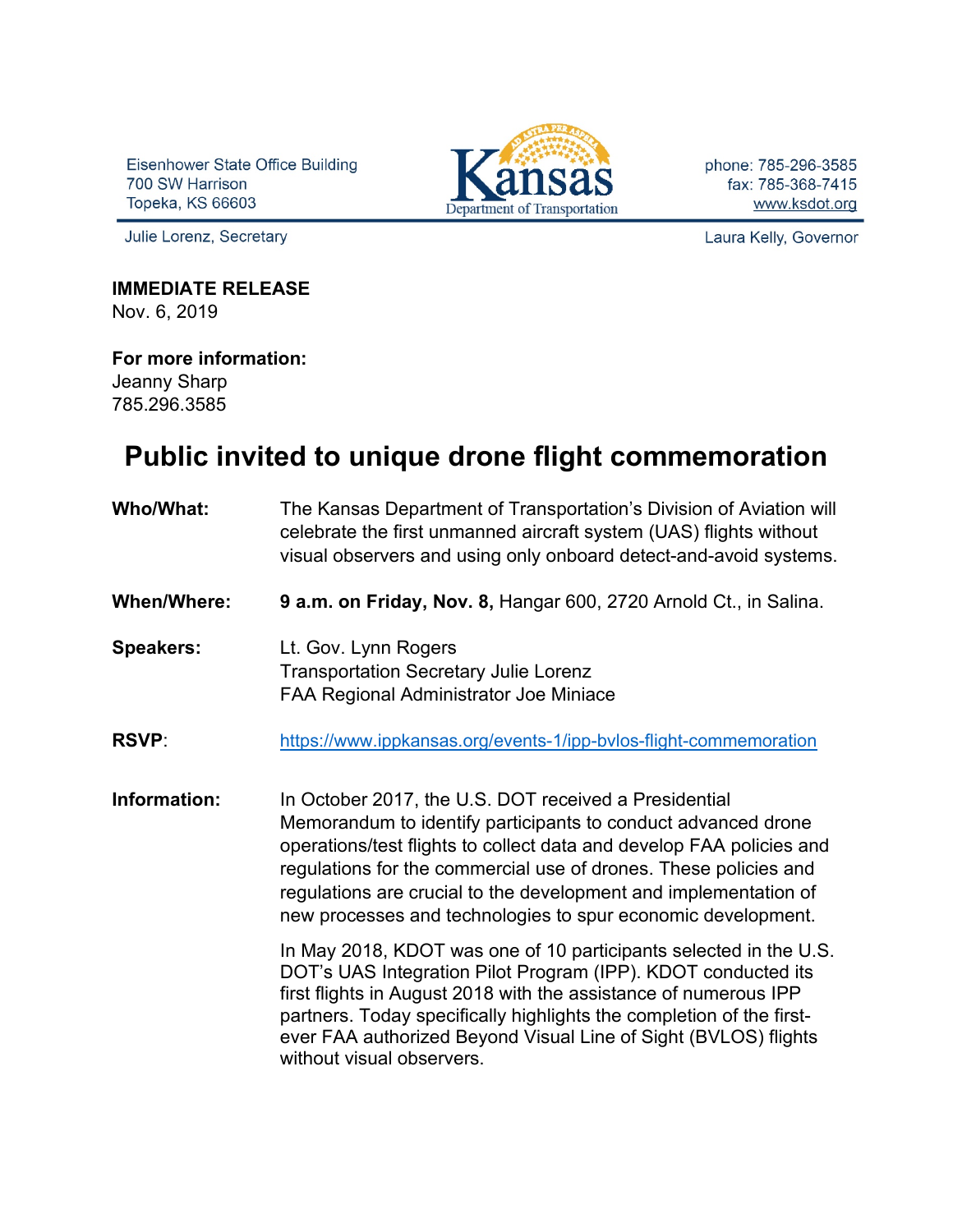Eisenhower State Office Building
700 SW Harrison
Topeka, KS 66603

Kansas Department of Transportation

phone: 785-296-3585
fax: 785-368-7415
www.ksdot.org

Julie Lorenz, Secretary

Laura Kelly, Governor

**IMMEDIATE RELEASE**
Nov. 6, 2019

**For more information:**
Jeanny Sharp
785.296.3585

# Public invited to unique drone flight commemoration

**Who/What:** The Kansas Department of Transportation's Division of Aviation will celebrate the first unmanned aircraft system (UAS) flights without visual observers and using only onboard detect-and-avoid systems.

**When/Where:** **9 a.m. on Friday, Nov. 8,** Hangar 600, 2720 Arnold Ct., in Salina.

**Speakers:**
Lt. Gov. Lynn Rogers
Transportation Secretary Julie Lorenz
FAA Regional Administrator Joe Miniace

**RSVP**: https://www.ippkansas.org/events-1/ipp-bvlos-flight-commemoration

**Information:** In October 2017, the U.S. DOT received a Presidential Memorandum to identify participants to conduct advanced drone operations/test flights to collect data and develop FAA policies and regulations for the commercial use of drones. These policies and regulations are crucial to the development and implementation of new processes and technologies to spur economic development.

In May 2018, KDOT was one of 10 participants selected in the U.S. DOT's UAS Integration Pilot Program (IPP). KDOT conducted its first flights in August 2018 with the assistance of numerous IPP partners. Today specifically highlights the completion of the first-ever FAA authorized Beyond Visual Line of Sight (BVLOS) flights without visual observers.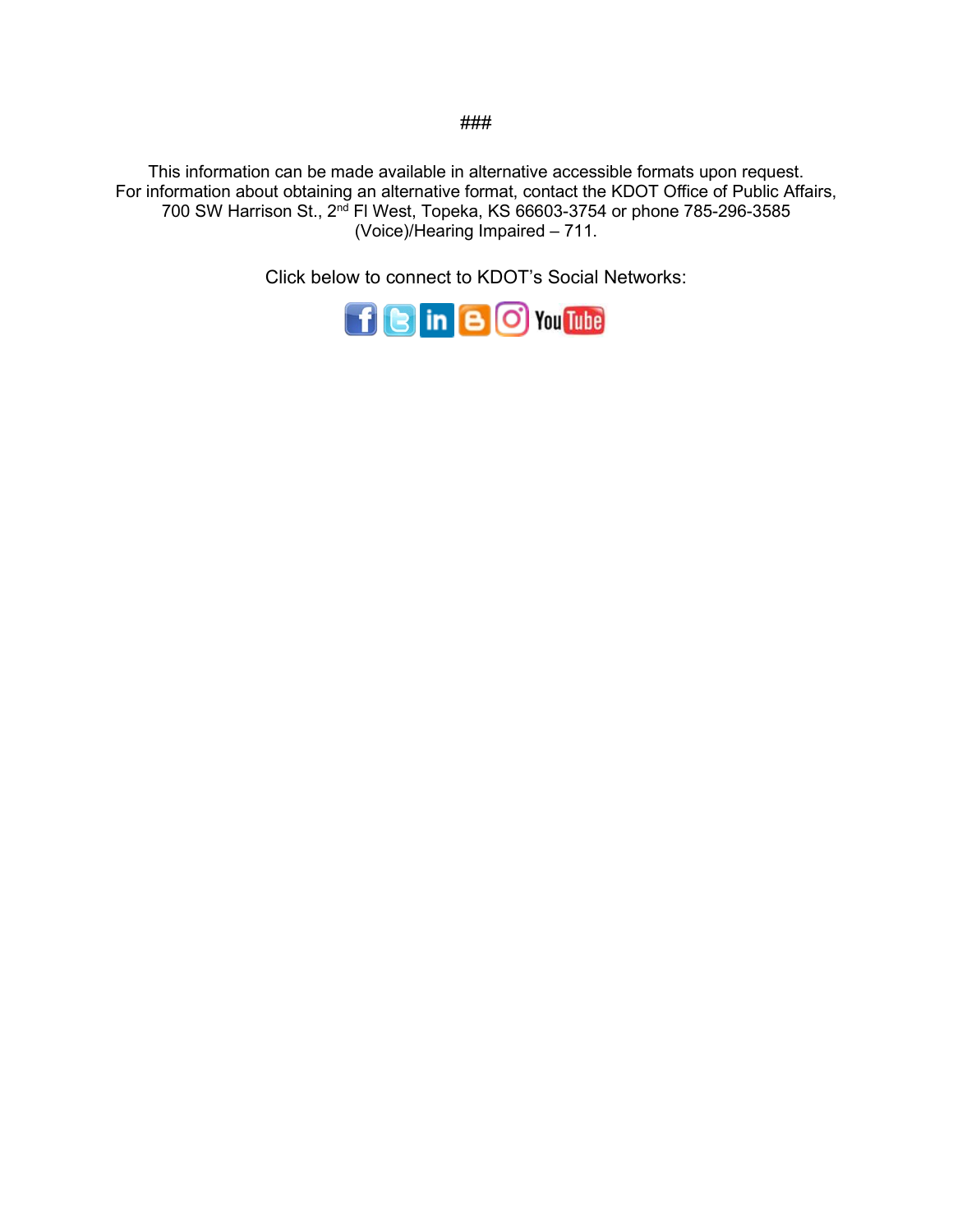###

This information can be made available in alternative accessible formats upon request. For information about obtaining an alternative format, contact the KDOT Office of Public Affairs, 700 SW Harrison St., 2nd Fl West, Topeka, KS 66603-3754 or phone 785-296-3585 (Voice)/Hearing Impaired – 711.

Click below to connect to KDOT's Social Networks: